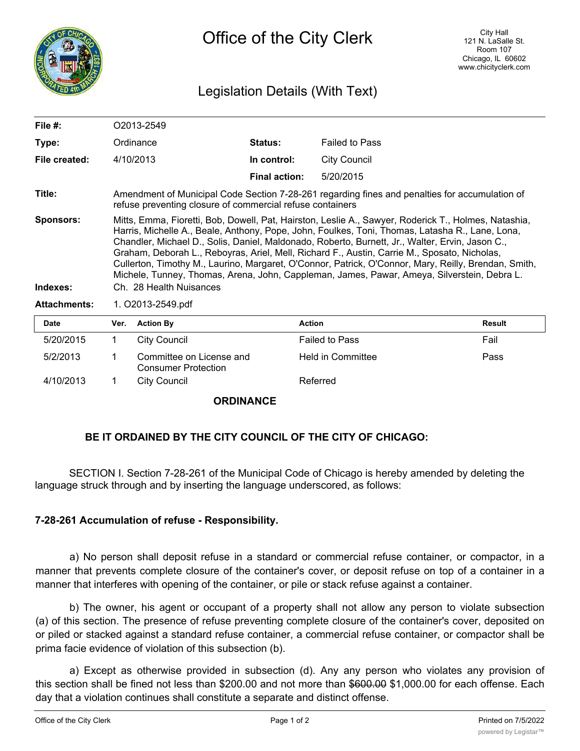# Office of the City Clerk

City Hall
121 N. LaSalle St.
Room 107
Chicago, IL 60602
www.chicityclerk.com

## Legislation Details (With Text)

| | | | |
|---|---|---|---|
| **File #:** | O2013-2549 | | |
| **Type:** | Ordinance | **Status:** | Failed to Pass |
| **File created:** | 4/10/2013 | **In control:** | City Council |
| | | **Final action:** | 5/20/2015 |

**Title:** Amendment of Municipal Code Section 7-28-261 regarding fines and penalties for accumulation of refuse preventing closure of commercial refuse containers

**Sponsors:** Mitts, Emma, Fioretti, Bob, Dowell, Pat, Hairston, Leslie A., Sawyer, Roderick T., Holmes, Natashia, Harris, Michelle A., Beale, Anthony, Pope, John, Foulkes, Toni, Thomas, Latasha R., Lane, Lona, Chandler, Michael D., Solis, Daniel, Maldonado, Roberto, Burnett, Jr., Walter, Ervin, Jason C., Graham, Deborah L., Reboyras, Ariel, Mell, Richard F., Austin, Carrie M., Sposato, Nicholas, Cullerton, Timothy M., Laurino, Margaret, O'Connor, Patrick, O'Connor, Mary, Reilly, Brendan, Smith, Michele, Tunney, Thomas, Arena, John, Cappleman, James, Pawar, Ameya, Silverstein, Debra L.

**Indexes:** Ch. 28 Health Nuisances

**Attachments:** 1. O2013-2549.pdf

| Date | Ver. | Action By | Action | Result |
|---|---|---|---|---|
| 5/20/2015 | 1 | City Council | Failed to Pass | Fail |
| 5/2/2013 | 1 | Committee on License and Consumer Protection | Held in Committee | Pass |
| 4/10/2013 | 1 | City Council | Referred | |

**ORDINANCE**

**BE IT ORDAINED BY THE CITY COUNCIL OF THE CITY OF CHICAGO:**

SECTION I. Section 7-28-261 of the Municipal Code of Chicago is hereby amended by deleting the language struck through and by inserting the language underscored, as follows:

**7-28-261 Accumulation of refuse - Responsibility.**

a) No person shall deposit refuse in a standard or commercial refuse container, or compactor, in a manner that prevents complete closure of the container's cover, or deposit refuse on top of a container in a manner that interferes with opening of the container, or pile or stack refuse against a container.

b) The owner, his agent or occupant of a property shall not allow any person to violate subsection (a) of this section. The presence of refuse preventing complete closure of the container's cover, deposited on or piled or stacked against a standard refuse container, a commercial refuse container, or compactor shall be prima facie evidence of violation of this subsection (b).

a) Except as otherwise provided in subsection (d). Any any person who violates any provision of this section shall be fined not less than $200.00 and not more than ~~$600.00~~ $1,000.00 for each offense. Each day that a violation continues shall constitute a separate and distinct offense.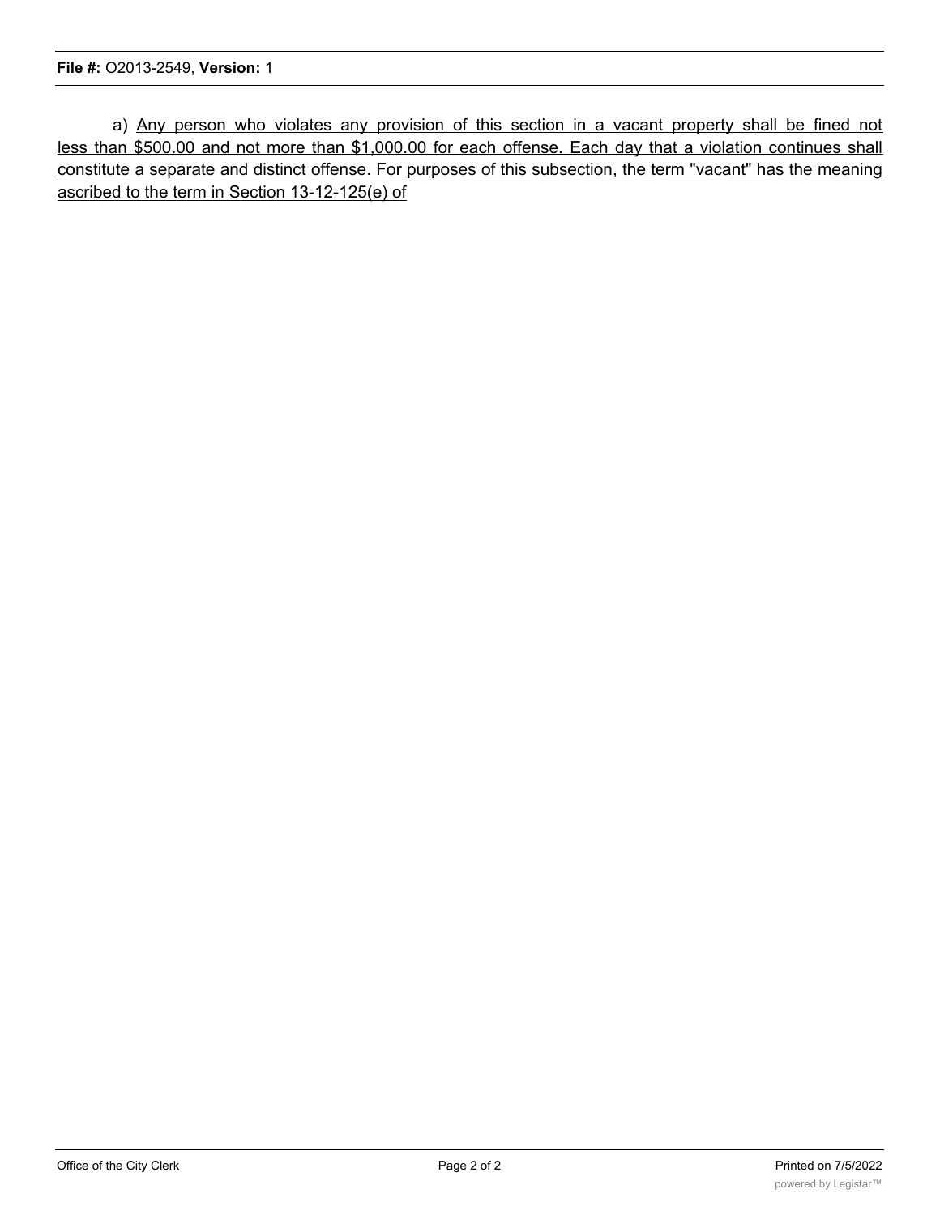a) Any person who violates any provision of this section in a vacant property shall be fined not less than $500.00 and not more than $1,000.00 for each offense. Each day that a violation continues shall constitute a separate and distinct offense. For purposes of this subsection, the term "vacant" has the meaning ascribed to the term in Section 13-12-125(e) of